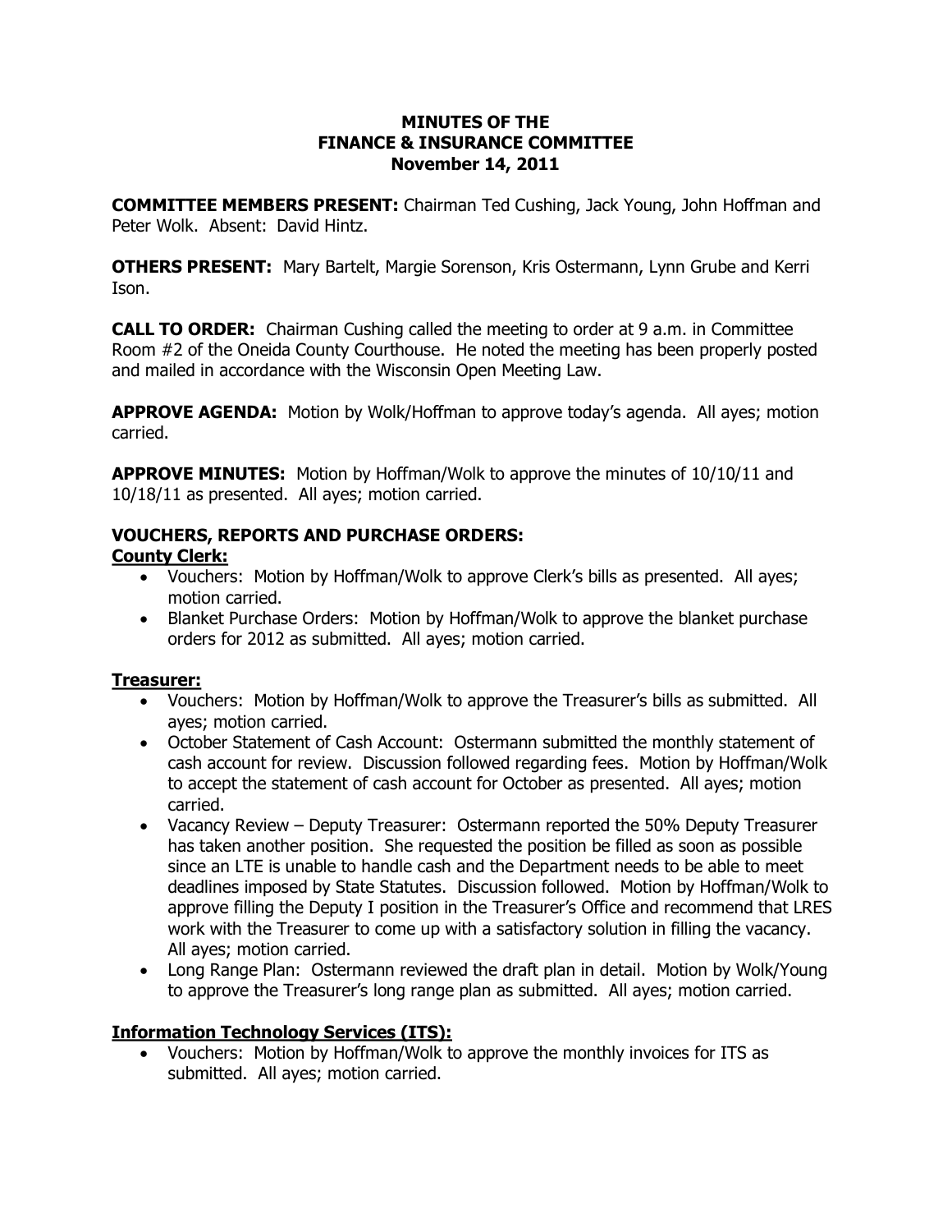# MINUTES OF THE FINANCE & INSURANCE COMMITTEE
## November 14, 2011

**COMMITTEE MEMBERS PRESENT:** Chairman Ted Cushing, Jack Young, John Hoffman and Peter Wolk. Absent: David Hintz.

**OTHERS PRESENT:** Mary Bartelt, Margie Sorenson, Kris Ostermann, Lynn Grube and Kerri Ison.

**CALL TO ORDER:** Chairman Cushing called the meeting to order at 9 a.m. in Committee Room #2 of the Oneida County Courthouse. He noted the meeting has been properly posted and mailed in accordance with the Wisconsin Open Meeting Law.

**APPROVE AGENDA:** Motion by Wolk/Hoffman to approve today's agenda. All ayes; motion carried.

**APPROVE MINUTES:** Motion by Hoffman/Wolk to approve the minutes of 10/10/11 and 10/18/11 as presented. All ayes; motion carried.

**VOUCHERS, REPORTS AND PURCHASE ORDERS:**

**County Clerk:**

- Vouchers: Motion by Hoffman/Wolk to approve Clerk's bills as presented. All ayes; motion carried.
- Blanket Purchase Orders: Motion by Hoffman/Wolk to approve the blanket purchase orders for 2012 as submitted. All ayes; motion carried.

**Treasurer:**

- Vouchers: Motion by Hoffman/Wolk to approve the Treasurer's bills as submitted. All ayes; motion carried.
- October Statement of Cash Account: Ostermann submitted the monthly statement of cash account for review. Discussion followed regarding fees. Motion by Hoffman/Wolk to accept the statement of cash account for October as presented. All ayes; motion carried.
- Vacancy Review – Deputy Treasurer: Ostermann reported the 50% Deputy Treasurer has taken another position. She requested the position be filled as soon as possible since an LTE is unable to handle cash and the Department needs to be able to meet deadlines imposed by State Statutes. Discussion followed. Motion by Hoffman/Wolk to approve filling the Deputy I position in the Treasurer's Office and recommend that LRES work with the Treasurer to come up with a satisfactory solution in filling the vacancy. All ayes; motion carried.
- Long Range Plan: Ostermann reviewed the draft plan in detail. Motion by Wolk/Young to approve the Treasurer's long range plan as submitted. All ayes; motion carried.

**Information Technology Services (ITS):**

- Vouchers: Motion by Hoffman/Wolk to approve the monthly invoices for ITS as submitted. All ayes; motion carried.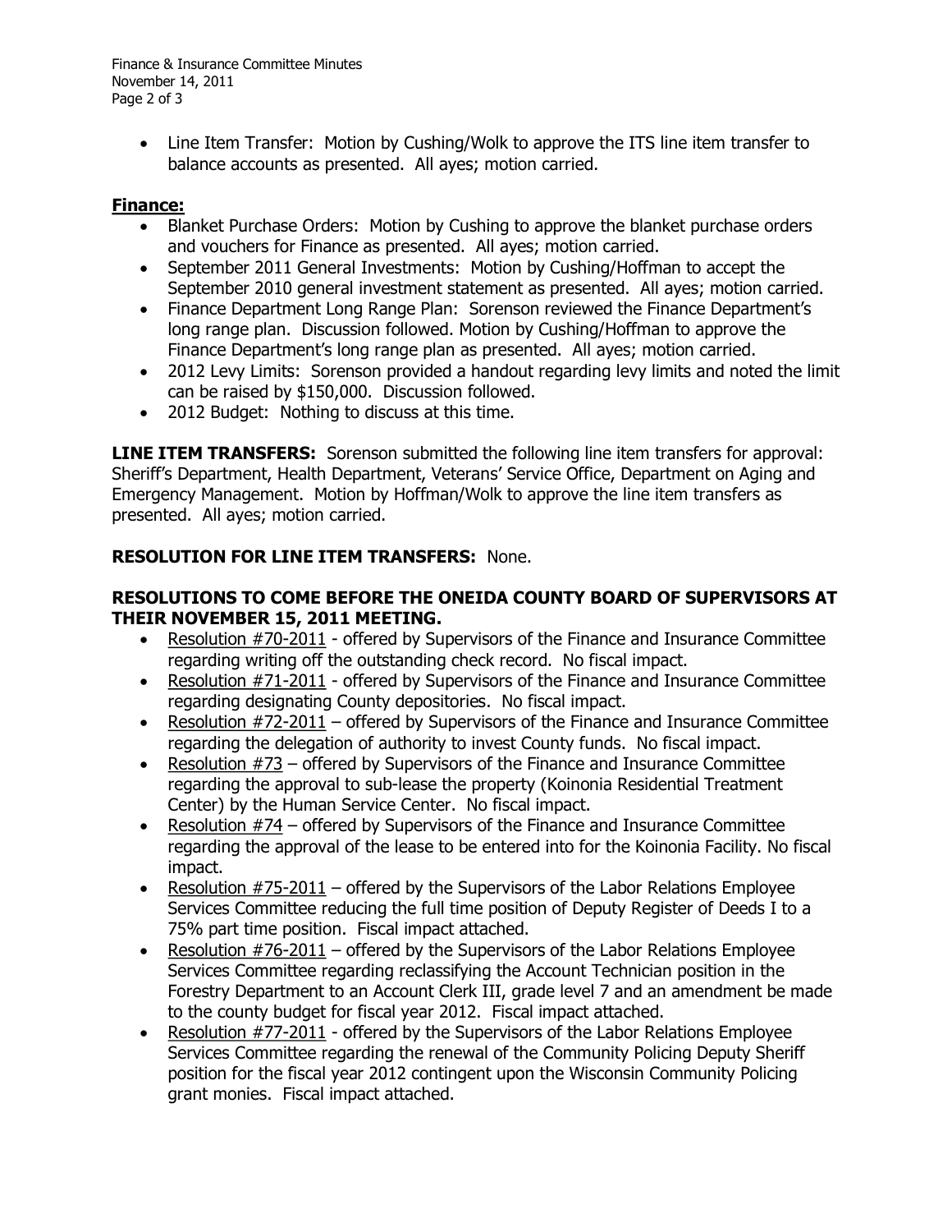- Line Item Transfer: Motion by Cushing/Wolk to approve the ITS line item transfer to balance accounts as presented. All ayes; motion carried.

**Finance:**

- Blanket Purchase Orders: Motion by Cushing to approve the blanket purchase orders and vouchers for Finance as presented. All ayes; motion carried.
- September 2011 General Investments: Motion by Cushing/Hoffman to accept the September 2010 general investment statement as presented. All ayes; motion carried.
- Finance Department Long Range Plan: Sorenson reviewed the Finance Department's long range plan. Discussion followed. Motion by Cushing/Hoffman to approve the Finance Department's long range plan as presented. All ayes; motion carried.
- 2012 Levy Limits: Sorenson provided a handout regarding levy limits and noted the limit can be raised by $150,000. Discussion followed.
- 2012 Budget: Nothing to discuss at this time.

**LINE ITEM TRANSFERS:** Sorenson submitted the following line item transfers for approval: Sheriff's Department, Health Department, Veterans' Service Office, Department on Aging and Emergency Management. Motion by Hoffman/Wolk to approve the line item transfers as presented. All ayes; motion carried.

**RESOLUTION FOR LINE ITEM TRANSFERS:** None.

**RESOLUTIONS TO COME BEFORE THE ONEIDA COUNTY BOARD OF SUPERVISORS AT THEIR NOVEMBER 15, 2011 MEETING.**

- Resolution #70-2011 - offered by Supervisors of the Finance and Insurance Committee regarding writing off the outstanding check record. No fiscal impact.
- Resolution #71-2011 - offered by Supervisors of the Finance and Insurance Committee regarding designating County depositories. No fiscal impact.
- Resolution #72-2011 – offered by Supervisors of the Finance and Insurance Committee regarding the delegation of authority to invest County funds. No fiscal impact.
- Resolution #73 – offered by Supervisors of the Finance and Insurance Committee regarding the approval to sub-lease the property (Koinonia Residential Treatment Center) by the Human Service Center. No fiscal impact.
- Resolution #74 – offered by Supervisors of the Finance and Insurance Committee regarding the approval of the lease to be entered into for the Koinonia Facility. No fiscal impact.
- Resolution #75-2011 – offered by the Supervisors of the Labor Relations Employee Services Committee reducing the full time position of Deputy Register of Deeds I to a 75% part time position. Fiscal impact attached.
- Resolution #76-2011 – offered by the Supervisors of the Labor Relations Employee Services Committee regarding reclassifying the Account Technician position in the Forestry Department to an Account Clerk III, grade level 7 and an amendment be made to the county budget for fiscal year 2012. Fiscal impact attached.
- Resolution #77-2011 - offered by the Supervisors of the Labor Relations Employee Services Committee regarding the renewal of the Community Policing Deputy Sheriff position for the fiscal year 2012 contingent upon the Wisconsin Community Policing grant monies. Fiscal impact attached.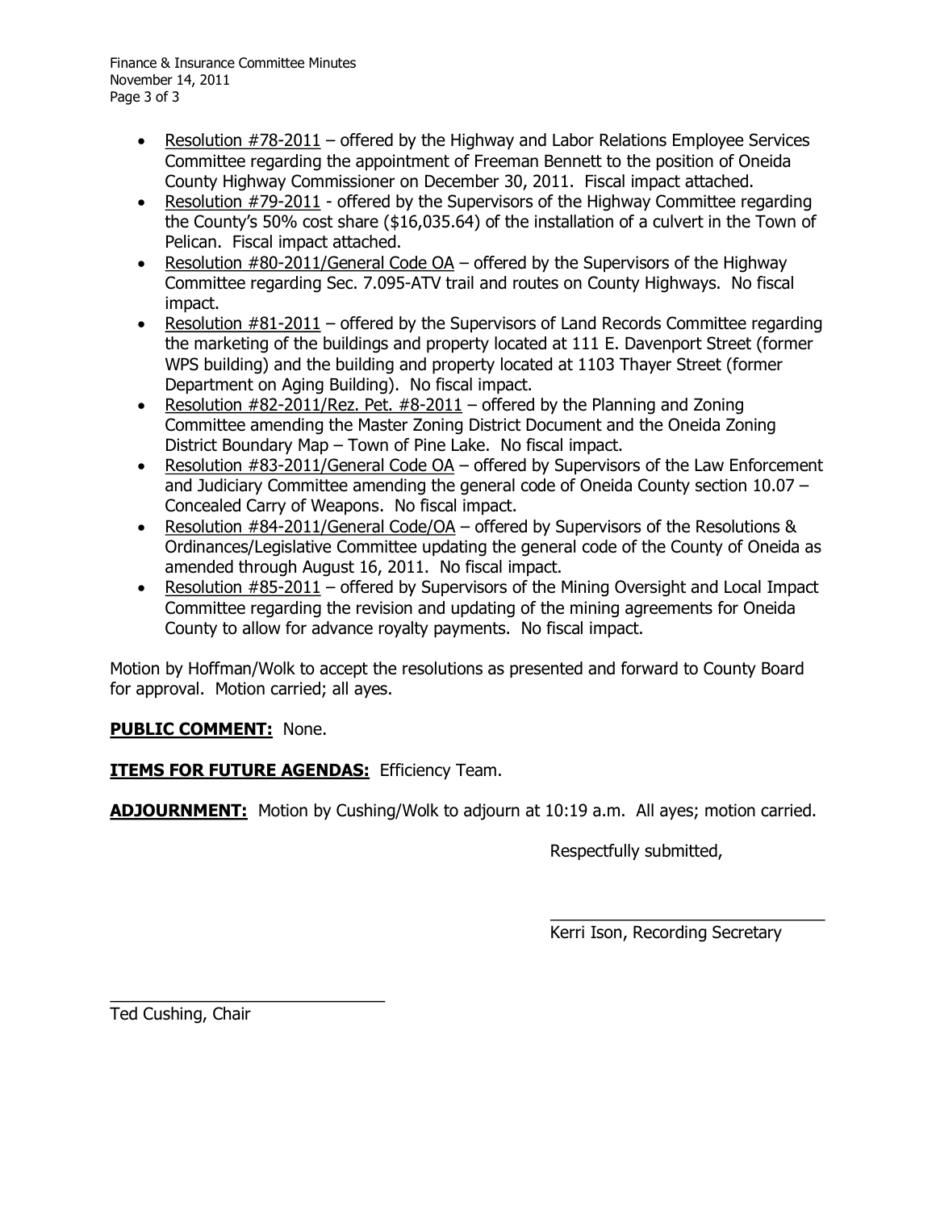- Resolution #78-2011 – offered by the Highway and Labor Relations Employee Services Committee regarding the appointment of Freeman Bennett to the position of Oneida County Highway Commissioner on December 30, 2011. Fiscal impact attached.
- Resolution #79-2011 - offered by the Supervisors of the Highway Committee regarding the County's 50% cost share ($16,035.64) of the installation of a culvert in the Town of Pelican. Fiscal impact attached.
- Resolution #80-2011/General Code OA – offered by the Supervisors of the Highway Committee regarding Sec. 7.095-ATV trail and routes on County Highways. No fiscal impact.
- Resolution #81-2011 – offered by the Supervisors of Land Records Committee regarding the marketing of the buildings and property located at 111 E. Davenport Street (former WPS building) and the building and property located at 1103 Thayer Street (former Department on Aging Building). No fiscal impact.
- Resolution #82-2011/Rez. Pet. #8-2011 – offered by the Planning and Zoning Committee amending the Master Zoning District Document and the Oneida Zoning District Boundary Map – Town of Pine Lake. No fiscal impact.
- Resolution #83-2011/General Code OA – offered by Supervisors of the Law Enforcement and Judiciary Committee amending the general code of Oneida County section 10.07 – Concealed Carry of Weapons. No fiscal impact.
- Resolution #84-2011/General Code/OA – offered by Supervisors of the Resolutions & Ordinances/Legislative Committee updating the general code of the County of Oneida as amended through August 16, 2011. No fiscal impact.
- Resolution #85-2011 – offered by Supervisors of the Mining Oversight and Local Impact Committee regarding the revision and updating of the mining agreements for Oneida County to allow for advance royalty payments. No fiscal impact.

Motion by Hoffman/Wolk to accept the resolutions as presented and forward to County Board for approval. Motion carried; all ayes.

**PUBLIC COMMENT:** None.

**ITEMS FOR FUTURE AGENDAS:** Efficiency Team.

**ADJOURNMENT:** Motion by Cushing/Wolk to adjourn at 10:19 a.m. All ayes; motion carried.

Respectfully submitted,

\_\_\_\_\_\_\_\_\_\_\_\_\_\_\_\_\_\_\_\_\_\_\_\_\_\_\_\_\_\_

Kerri Ison, Recording Secretary

\_\_\_\_\_\_\_\_\_\_\_\_\_\_\_\_\_\_\_\_\_\_\_\_\_\_\_\_\_\_

Ted Cushing, Chair